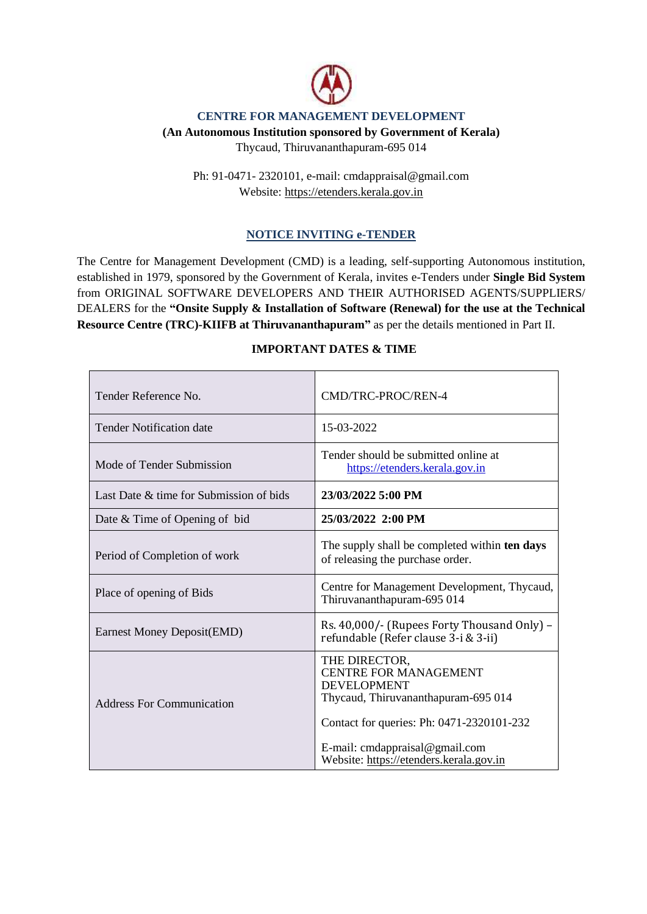# CENTRE FOR MANAGEMENT DEVELOPMENT

**(An Autonomous Institution sponsored by Government of Kerala)**

Thycaud, Thiruvananthapuram-695 014

Ph: 91-0471- 2320101, e-mail: cmdappraisal@gmail.com
Website: https://etenders.kerala.gov.in

## NOTICE INVITING e-TENDER

The Centre for Management Development (CMD) is a leading, self-supporting Autonomous institution, established in 1979, sponsored by the Government of Kerala, invites e-Tenders under **Single Bid System** from ORIGINAL SOFTWARE DEVELOPERS AND THEIR AUTHORISED AGENTS/SUPPLIERS/ DEALERS for the **"Onsite Supply & Installation of Software (Renewal) for the use at the Technical Resource Centre (TRC)-KIIFB at Thiruvananthapuram"** as per the details mentioned in Part II.

### IMPORTANT DATES & TIME

| | |
|---|---|
| Tender Reference No. | CMD/TRC-PROC/REN-4 |
| Tender Notification date | 15-03-2022 |
| Mode of Tender Submission | Tender should be submitted online at https://etenders.kerala.gov.in |
| Last Date & time for Submission of bids | **23/03/2022 5:00 PM** |
| Date & Time of Opening of bid | **25/03/2022 2:00 PM** |
| Period of Completion of work | The supply shall be completed within **ten days** of releasing the purchase order. |
| Place of opening of Bids | Centre for Management Development, Thycaud, Thiruvananthapuram-695 014 |
| Earnest Money Deposit(EMD) | Rs. 40,000/- (Rupees Forty Thousand Only) – refundable (Refer clause 3-i & 3-ii) |
| Address For Communication | THE DIRECTOR, CENTRE FOR MANAGEMENT DEVELOPMENT Thycaud, Thiruvananthapuram-695 014<br><br>Contact for queries: Ph: 0471-2320101-232<br><br>E-mail: cmdappraisal@gmail.com<br>Website: https://etenders.kerala.gov.in |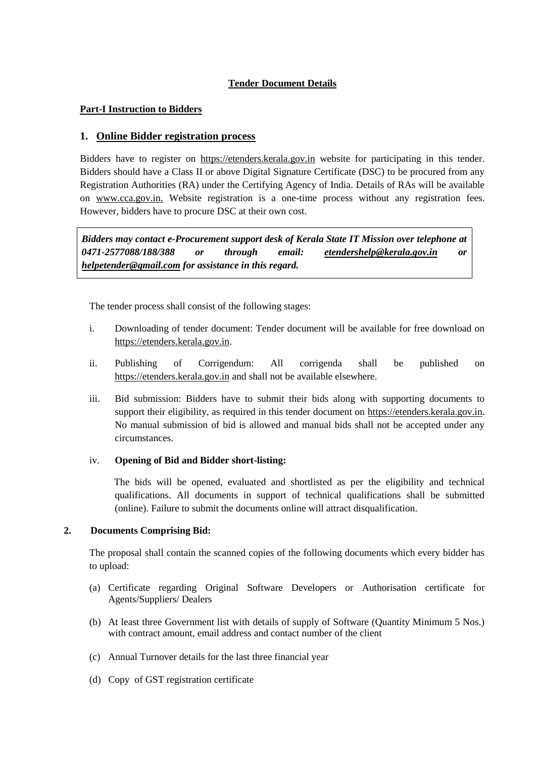**Tender Document Details**

**Part-I Instruction to Bidders**

## 1. Online Bidder registration process

Bidders have to register on https://etenders.kerala.gov.in website for participating in this tender. Bidders should have a Class II or above Digital Signature Certificate (DSC) to be procured from any Registration Authorities (RA) under the Certifying Agency of India. Details of RAs will be available on www.cca.gov.in. Website registration is a one-time process without any registration fees. However, bidders have to procure DSC at their own cost.

> ***Bidders may contact e-Procurement support desk of Kerala State IT Mission over telephone at 0471-2577088/188/388 or through email: etendershelp@kerala.gov.in or helpetender@gmail.com for assistance in this regard.***

The tender process shall consist of the following stages:

i. Downloading of tender document: Tender document will be available for free download on https://etenders.kerala.gov.in.

ii. Publishing of Corrigendum: All corrigenda shall be published on https://etenders.kerala.gov.in and shall not be available elsewhere.

iii. Bid submission: Bidders have to submit their bids along with supporting documents to support their eligibility, as required in this tender document on https://etenders.kerala.gov.in. No manual submission of bid is allowed and manual bids shall not be accepted under any circumstances.

iv. **Opening of Bid and Bidder short-listing:**

The bids will be opened, evaluated and shortlisted as per the eligibility and technical qualifications. All documents in support of technical qualifications shall be submitted (online). Failure to submit the documents online will attract disqualification.

**2. Documents Comprising Bid:**

The proposal shall contain the scanned copies of the following documents which every bidder has to upload:

(a) Certificate regarding Original Software Developers or Authorisation certificate for Agents/Suppliers/ Dealers

(b) At least three Government list with details of supply of Software (Quantity Minimum 5 Nos.) with contract amount, email address and contact number of the client

(c) Annual Turnover details for the last three financial year

(d) Copy of GST registration certificate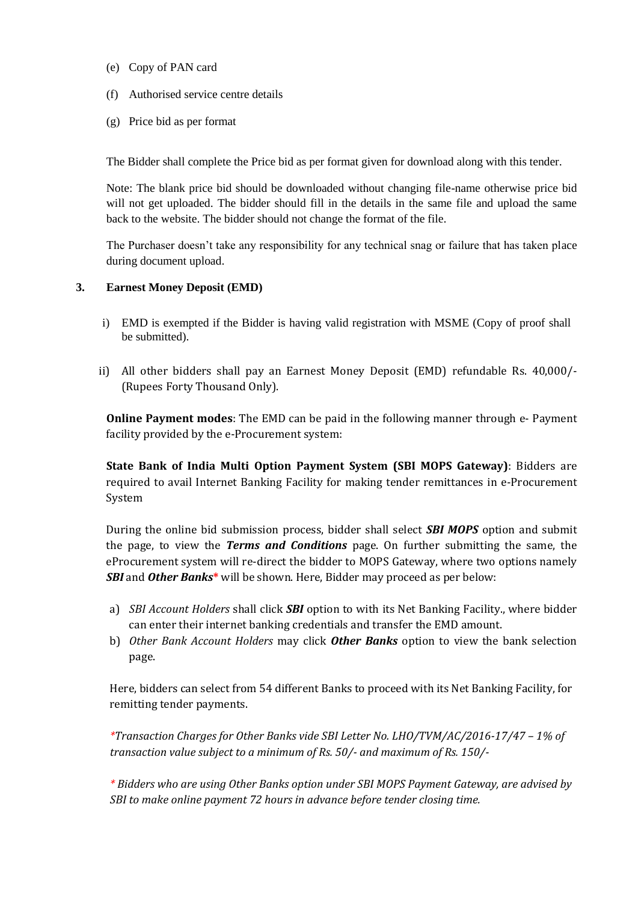(e) Copy of PAN card

(f) Authorised service centre details

(g) Price bid as per format

The Bidder shall complete the Price bid as per format given for download along with this tender.

Note: The blank price bid should be downloaded without changing file-name otherwise price bid will not get uploaded. The bidder should fill in the details in the same file and upload the same back to the website. The bidder should not change the format of the file.

The Purchaser doesn't take any responsibility for any technical snag or failure that has taken place during document upload.

**3. Earnest Money Deposit (EMD)**

i) EMD is exempted if the Bidder is having valid registration with MSME (Copy of proof shall be submitted).

ii) All other bidders shall pay an Earnest Money Deposit (EMD) refundable Rs. 40,000/- (Rupees Forty Thousand Only).

**Online Payment modes**: The EMD can be paid in the following manner through e- Payment facility provided by the e-Procurement system:

**State Bank of India Multi Option Payment System (SBI MOPS Gateway)**: Bidders are required to avail Internet Banking Facility for making tender remittances in e-Procurement System

During the online bid submission process, bidder shall select ***SBI MOPS*** option and submit the page, to view the ***Terms and Conditions*** page. On further submitting the same, the eProcurement system will re-direct the bidder to MOPS Gateway, where two options namely ***SBI*** and ***Other Banks**** will be shown. Here, Bidder may proceed as per below:

a) *SBI Account Holders* shall click ***SBI*** option to with its Net Banking Facility., where bidder can enter their internet banking credentials and transfer the EMD amount.
b) *Other Bank Account Holders* may click ***Other Banks*** option to view the bank selection page.

Here, bidders can select from 54 different Banks to proceed with its Net Banking Facility, for remitting tender payments.

*\*Transaction Charges for Other Banks vide SBI Letter No. LHO/TVM/AC/2016-17/47 – 1% of transaction value subject to a minimum of Rs. 50/- and maximum of Rs. 150/-*

*\* Bidders who are using Other Banks option under SBI MOPS Payment Gateway, are advised by SBI to make online payment 72 hours in advance before tender closing time.*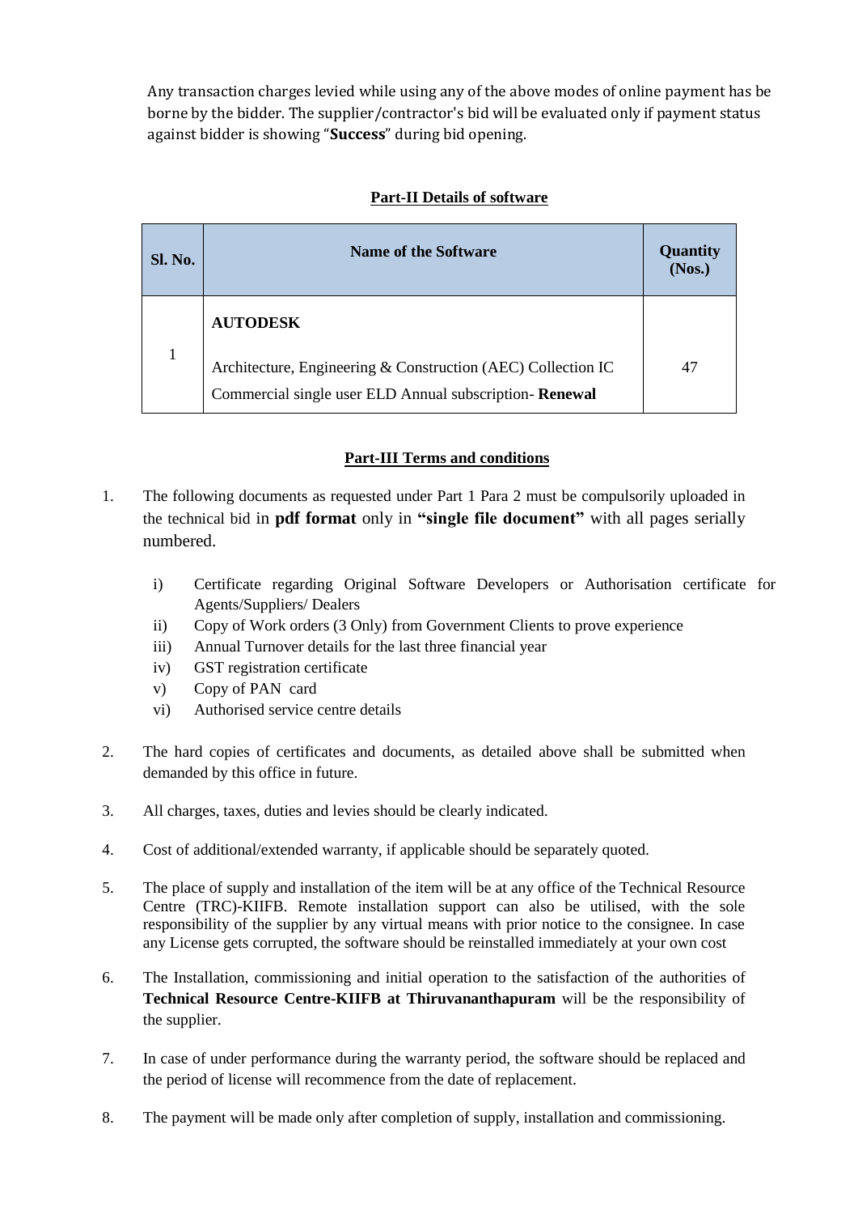Any transaction charges levied while using any of the above modes of online payment has be borne by the bidder. The supplier/contractor's bid will be evaluated only if payment status against bidder is showing "**Success**" during bid opening.

## Part-II Details of software

| Sl. No. | Name of the Software | Quantity (Nos.) |
|---|---|---|
| 1 | **AUTODESK**<br><br>Architecture, Engineering & Construction (AEC) Collection IC Commercial single user ELD Annual subscription- **Renewal** | 47 |

## Part-III Terms and conditions

1. The following documents as requested under Part 1 Para 2 must be compulsorily uploaded in the technical bid in **pdf format** only in **"single file document"** with all pages serially numbered.

   i) Certificate regarding Original Software Developers or Authorisation certificate for Agents/Suppliers/ Dealers
   ii) Copy of Work orders (3 Only) from Government Clients to prove experience
   iii) Annual Turnover details for the last three financial year
   iv) GST registration certificate
   v) Copy of PAN card
   vi) Authorised service centre details

2. The hard copies of certificates and documents, as detailed above shall be submitted when demanded by this office in future.

3. All charges, taxes, duties and levies should be clearly indicated.

4. Cost of additional/extended warranty, if applicable should be separately quoted.

5. The place of supply and installation of the item will be at any office of the Technical Resource Centre (TRC)-KIIFB. Remote installation support can also be utilised, with the sole responsibility of the supplier by any virtual means with prior notice to the consignee. In case any License gets corrupted, the software should be reinstalled immediately at your own cost

6. The Installation, commissioning and initial operation to the satisfaction of the authorities of **Technical Resource Centre-KIIFB at Thiruvananthapuram** will be the responsibility of the supplier.

7. In case of under performance during the warranty period, the software should be replaced and the period of license will recommence from the date of replacement.

8. The payment will be made only after completion of supply, installation and commissioning.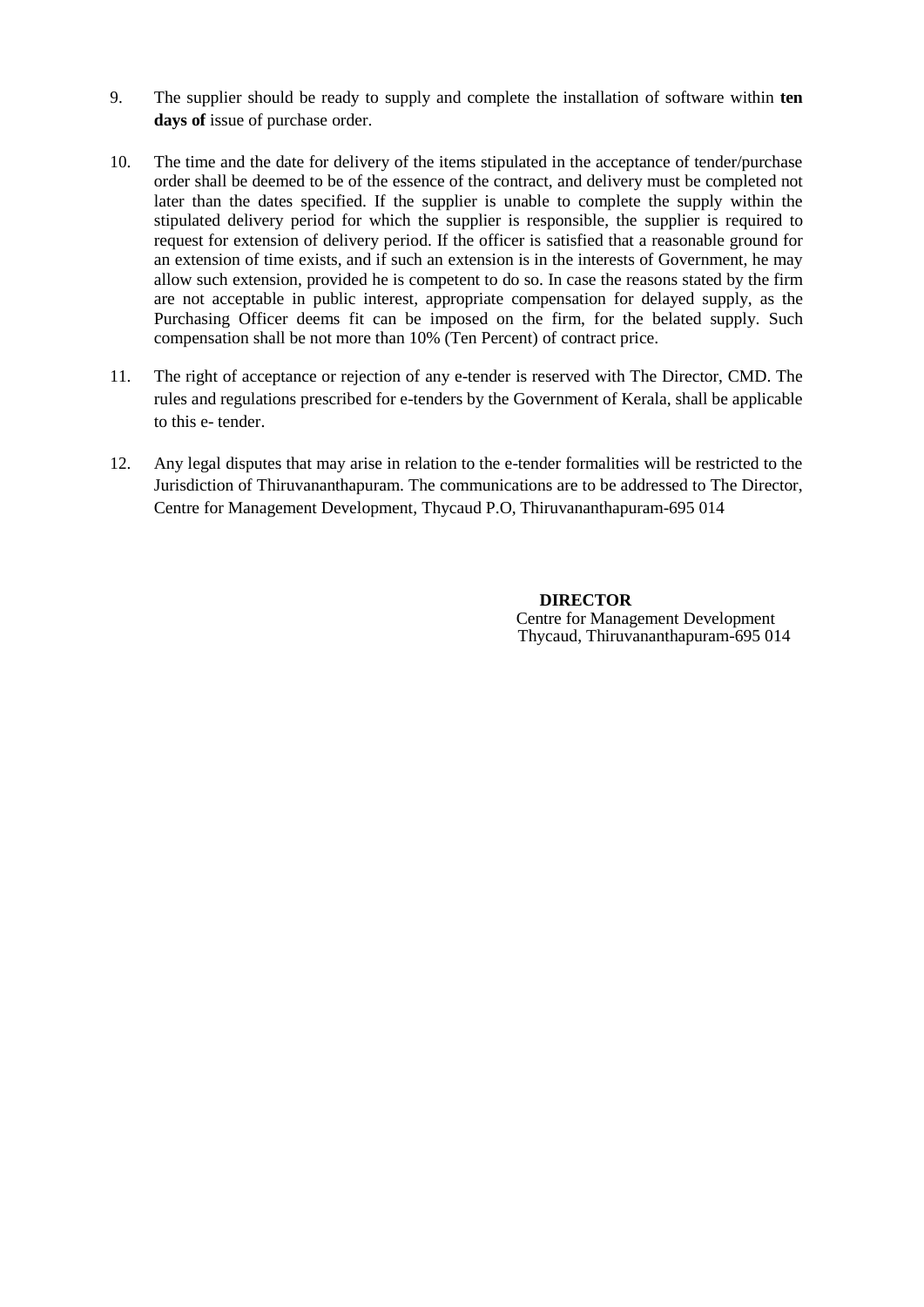9. The supplier should be ready to supply and complete the installation of software within **ten days of** issue of purchase order.

10. The time and the date for delivery of the items stipulated in the acceptance of tender/purchase order shall be deemed to be of the essence of the contract, and delivery must be completed not later than the dates specified. If the supplier is unable to complete the supply within the stipulated delivery period for which the supplier is responsible, the supplier is required to request for extension of delivery period. If the officer is satisfied that a reasonable ground for an extension of time exists, and if such an extension is in the interests of Government, he may allow such extension, provided he is competent to do so. In case the reasons stated by the firm are not acceptable in public interest, appropriate compensation for delayed supply, as the Purchasing Officer deems fit can be imposed on the firm, for the belated supply. Such compensation shall be not more than 10% (Ten Percent) of contract price.

11. The right of acceptance or rejection of any e-tender is reserved with The Director, CMD. The rules and regulations prescribed for e-tenders by the Government of Kerala, shall be applicable to this e- tender.

12. Any legal disputes that may arise in relation to the e-tender formalities will be restricted to the Jurisdiction of Thiruvananthapuram. The communications are to be addressed to The Director, Centre for Management Development, Thycaud P.O, Thiruvananthapuram-695 014

**DIRECTOR**
Centre for Management Development
Thycaud, Thiruvananthapuram-695 014